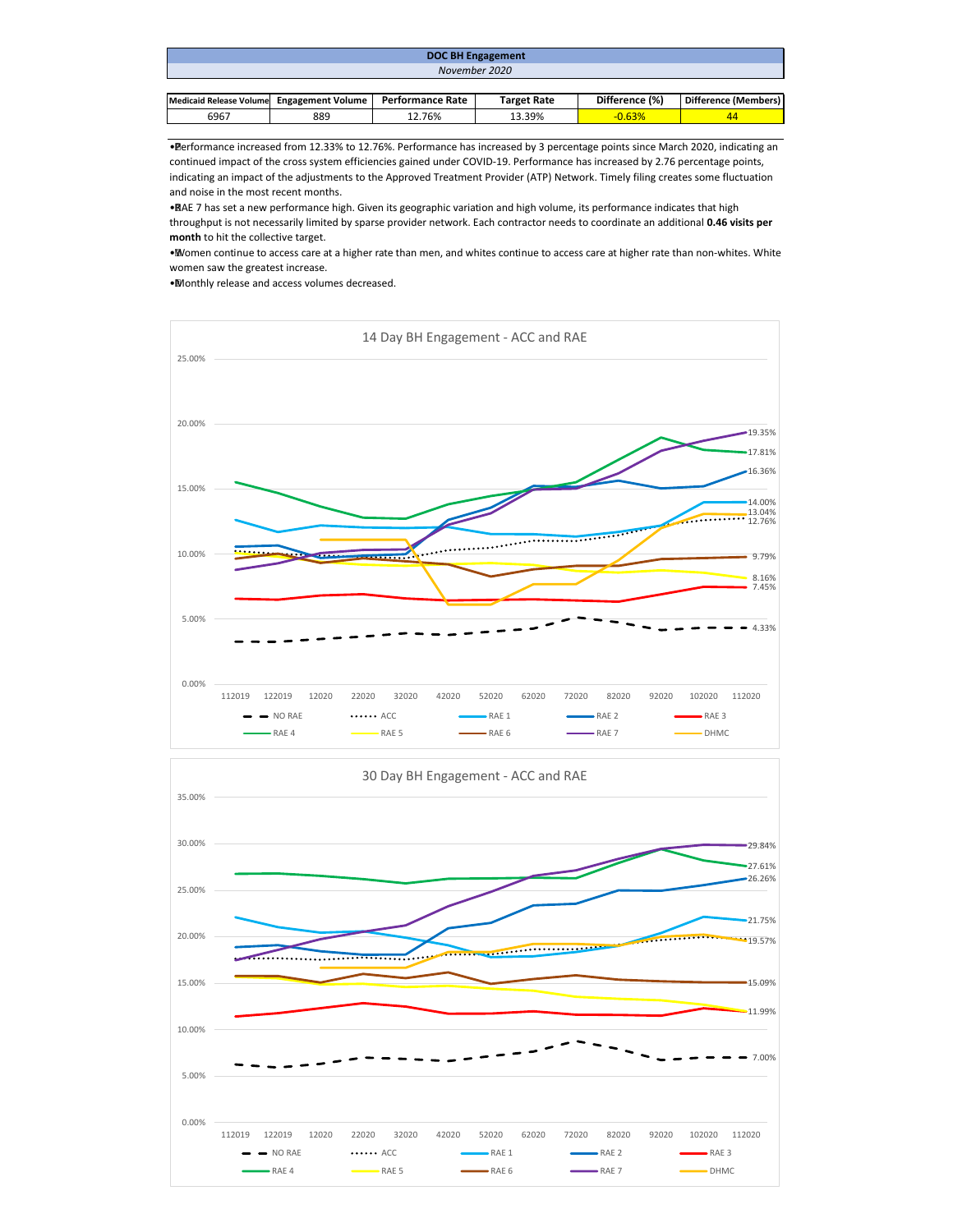# DOC BH Engagement

*November 2020*

| Medicaid Release Volume | Engagement Volume | Performance Rate | Target Rate | Difference (%) | Difference (Members) |
|---|---|---|---|---|---|
| 6967 | 889 | 12.76% | 13.39% | -0.63% | 44 |

- Performance increased from 12.33% to 12.76%. Performance has increased by 3 percentage points since March 2020, indicating an continued impact of the cross system efficiencies gained under COVID-19. Performance has increased by 2.76 percentage points, indicating an impact of the adjustments to the Approved Treatment Provider (ATP) Network. Timely filing creates some fluctuation and noise in the most recent months.
- RAE 7 has set a new performance high. Given its geographic variation and high volume, its performance indicates that high throughput is not necessarily limited by sparse provider network. Each contractor needs to coordinate an additional **0.46 visits per month** to hit the collective target.
- Women continue to access care at a higher rate than men, and whites continue to access care at higher rate than non-whites. White women saw the greatest increase.
- Monthly release and access volumes decreased.

## 14 Day BH Engagement - ACC and RAE

Y-axis: 0.00%–25.00%. X-axis: 112019, 122019, 12020, 22020, 32020, 42020, 52020, 62020, 72020, 82020, 92020, 102020, 112020.

Legend: NO RAE, ACC, RAE 1, RAE 2, RAE 3, RAE 4, RAE 5, RAE 6, RAE 7, DHMC

End values (112020): 19.35%, 17.81%, 16.36%, 14.00%, 13.04%, 12.76%, 9.79%, 8.16%, 7.45%, 4.33%

## 30 Day BH Engagement - ACC and RAE

Y-axis: 0.00%–35.00%. X-axis: 112019, 122019, 12020, 22020, 32020, 42020, 52020, 62020, 72020, 82020, 92020, 102020, 112020.

Legend: NO RAE, ACC, RAE 1, RAE 2, RAE 3, RAE 4, RAE 5, RAE 6, RAE 7, DHMC

End values (112020): 29.84%, 27.61%, 26.26%, 21.75%, 19.57%, 15.09%, 11.99%, 7.00%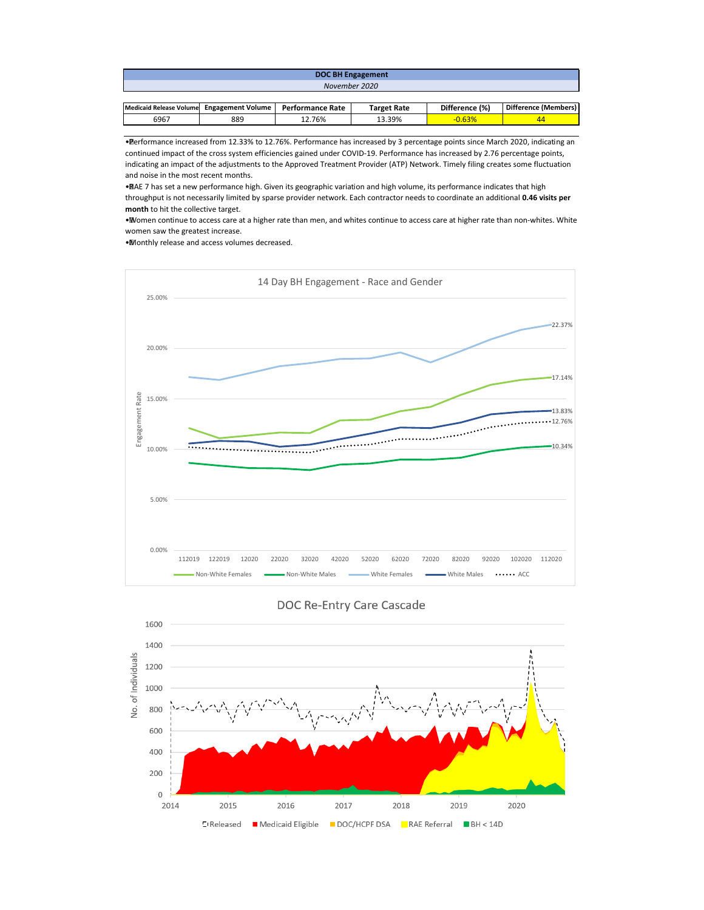**DOC BH Engagement**

*November 2020*

| Medicaid Release Volume | Engagement Volume | Performance Rate | Target Rate | Difference (%) | Difference (Members) |
|---|---|---|---|---|---|
| 6967 | 889 | 12.76% | 13.39% | -0.63% | 44 |

- Performance increased from 12.33% to 12.76%. Performance has increased by 3 percentage points since March 2020, indicating an continued impact of the cross system efficiencies gained under COVID-19. Performance has increased by 2.76 percentage points, indicating an impact of the adjustments to the Approved Treatment Provider (ATP) Network. Timely filing creates some fluctuation and noise in the most recent months.
- RAE 7 has set a new performance high. Given its geographic variation and high volume, its performance indicates that high throughput is not necessarily limited by sparse provider network. Each contractor needs to coordinate an additional **0.46 visits per month** to hit the collective target.
- Women continue to access care at a higher rate than men, and whites continue to access care at higher rate than non-whites. White women saw the greatest increase.
- Monthly release and access volumes decreased.

14 Day BH Engagement - Race and Gender

Engagement Rate

25.00%
20.00%
15.00%
10.00%
5.00%
0.00%

112019 122019 12020 22020 32020 42020 52020 62020 72020 82020 92020 102020 112020

22.37%
17.14%
13.83%
12.76%
10.34%

Non-White Females, Non-White Males, White Females, White Males, ACC

DOC Re-Entry Care Cascade

No. of Individuals

1600
1400
1200
1000
800
600
400
200
0

2014 2015 2016 2017 2018 2019 2020

Released, Medicaid Eligible, DOC/HCPF DSA, RAE Referral, BH < 14D